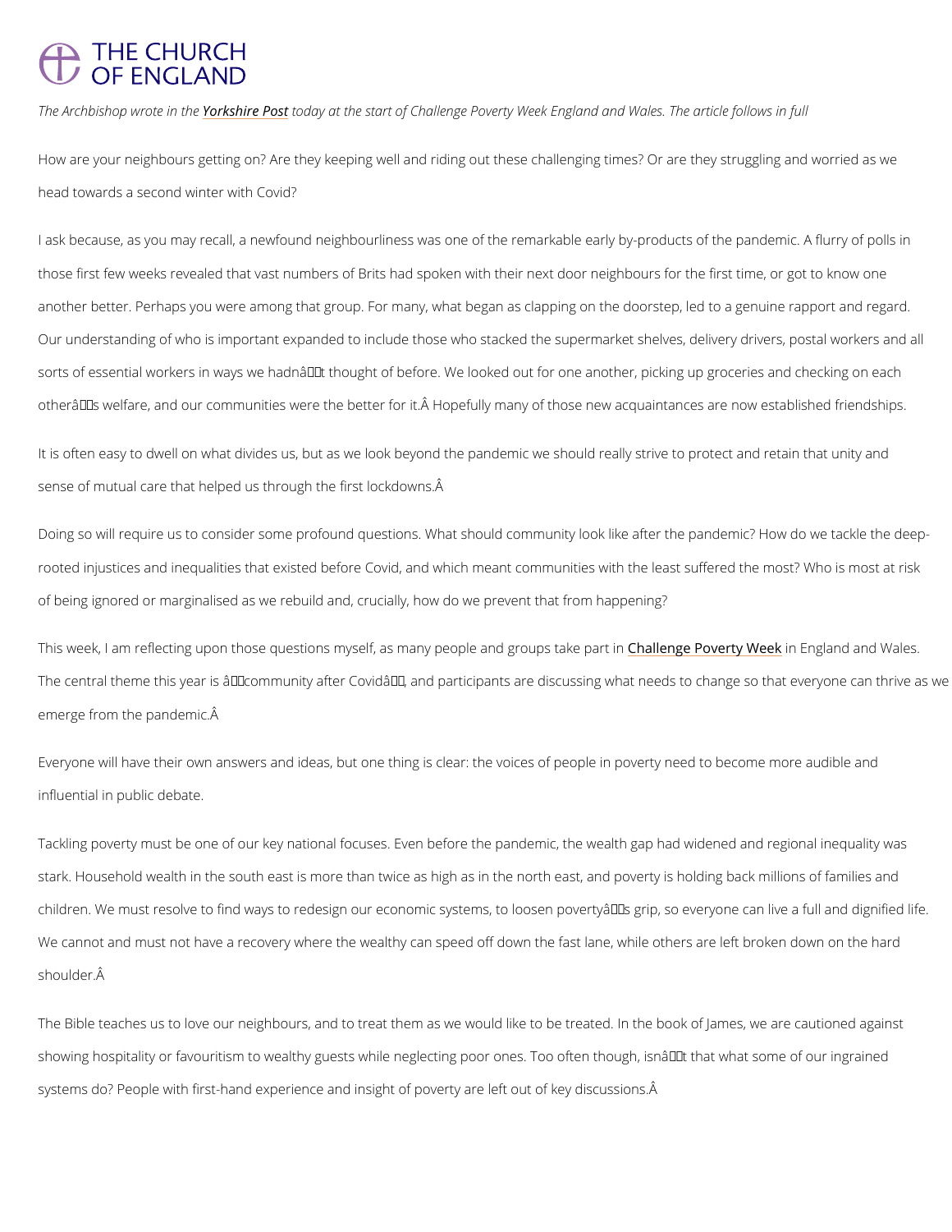THE CHURCH OF ENGLAND

*The Archbishop wrote in the Yorkshire Post today at the start of Challenge Poverty Week England and Wales. The article follows in full*

How are your neighbours getting on? Are they keeping well and riding out these challenging times? Or are they struggling and worried as we head towards a second winter with Covid?

I ask because, as you may recall, a newfound neighbourliness was one of the remarkable early by-products of the pandemic. A flurry of polls in those first few weeks revealed that vast numbers of Brits had spoken with their next door neighbours for the first time, or got to know one another better. Perhaps you were among that group. For many, what began as clapping on the doorstep, led to a genuine rapport and regard. Our understanding of who is important expanded to include those who stacked the supermarket shelves, delivery drivers, postal workers and all sorts of essential workers in ways we hadnâ€™t thought of before. We looked out for one another, picking up groceries and checking on each otherâ€™s welfare, and our communities were the better for it.Â Hopefully many of those new acquaintances are now established friendships.

It is often easy to dwell on what divides us, but as we look beyond the pandemic we should really strive to protect and retain that unity and sense of mutual care that helped us through the first lockdowns.Â

Doing so will require us to consider some profound questions. What should community look like after the pandemic? How do we tackle the deep-rooted injustices and inequalities that existed before Covid, and which meant communities with the least suffered the most? Who is most at risk of being ignored or marginalised as we rebuild and, crucially, how do we prevent that from happening?

This week, I am reflecting upon those questions myself, as many people and groups take part in Challenge Poverty Week in England and Wales. The central theme this year is â€œcommunity after Covidâ€, and participants are discussing what needs to change so that everyone can thrive as we emerge from the pandemic.Â

Everyone will have their own answers and ideas, but one thing is clear: the voices of people in poverty need to become more audible and influential in public debate.

Tackling poverty must be one of our key national focuses. Even before the pandemic, the wealth gap had widened and regional inequality was stark. Household wealth in the south east is more than twice as high as in the north east, and poverty is holding back millions of families and children. We must resolve to find ways to redesign our economic systems, to loosen povertyâ€™s grip, so everyone can live a full and dignified life. We cannot and must not have a recovery where the wealthy can speed off down the fast lane, while others are left broken down on the hard shoulder.Â

The Bible teaches us to love our neighbours, and to treat them as we would like to be treated. In the book of James, we are cautioned against showing hospitality or favouritism to wealthy guests while neglecting poor ones. Too often though, isnâ€™t that what some of our ingrained systems do? People with first-hand experience and insight of poverty are left out of key discussions.Â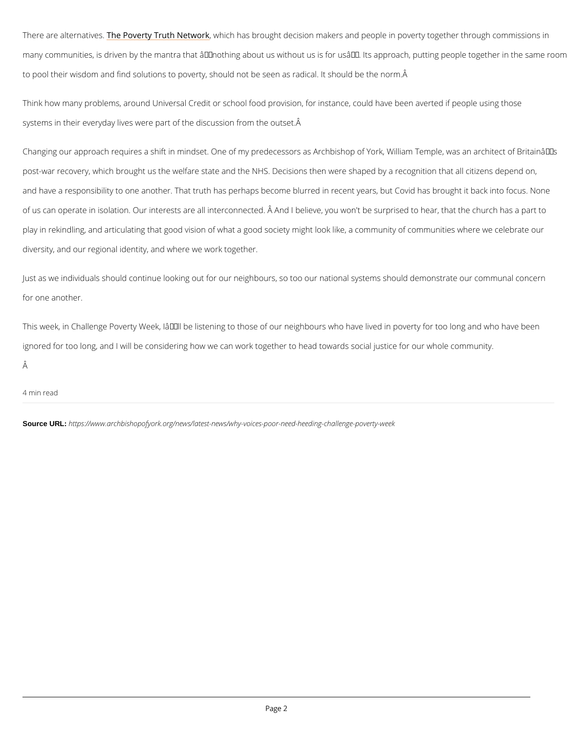There are alternatives. The Poverty Truth Network, which has brought decision makers and people in poverty together through commissions in many communities, is driven by the mantra that â€œnothing about us without us is for usâ€. Its approach, putting people together in the same room to pool their wisdom and find solutions to poverty, should not be seen as radical. It should be the norm.Â 

Think how many problems, around Universal Credit or school food provision, for instance, could have been averted if people using those systems in their everyday lives were part of the discussion from the outset.Â 

Changing our approach requires a shift in mindset. One of my predecessors as Archbishop of York, William Temple, was an architect of Britainâ€™s post-war recovery, which brought us the welfare state and the NHS. Decisions then were shaped by a recognition that all citizens depend on, and have a responsibility to one another. That truth has perhaps become blurred in recent years, but Covid has brought it back into focus. None of us can operate in isolation. Our interests are all interconnected. Â And I believe, you won't be surprised to hear, that the church has a part to play in rekindling, and articulating that good vision of what a good society might look like, a community of communities where we celebrate our diversity, and our regional identity, and where we work together.

Just as we individuals should continue looking out for our neighbours, so too our national systems should demonstrate our communal concern for one another.

This week, in Challenge Poverty Week, Iâ€™ll be listening to those of our neighbours who have lived in poverty for too long and who have been ignored for too long, and I will be considering how we can work together to head towards social justice for our whole community.

Â

4 min read

**Source URL:** *https://www.archbishopofyork.org/news/latest-news/why-voices-poor-need-heeding-challenge-poverty-week*